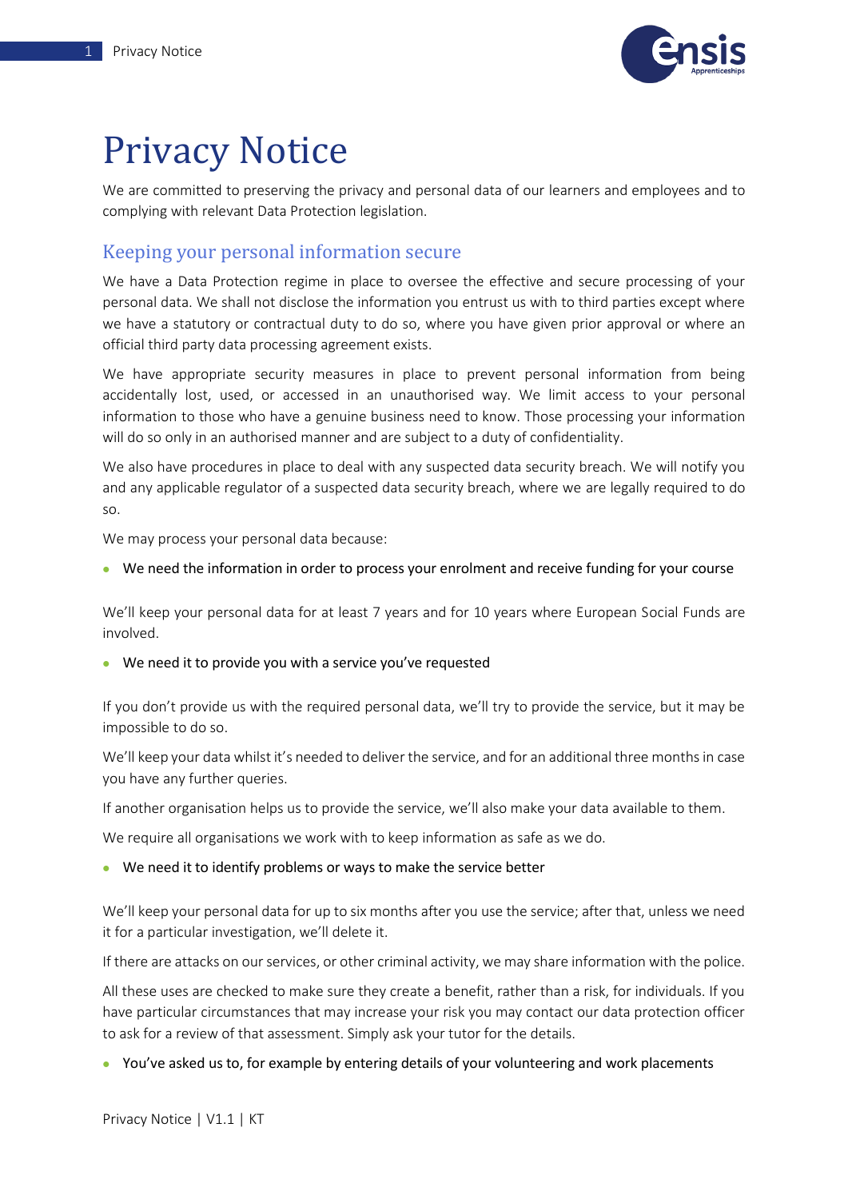# Privacy Notice

We are committed to preserving the privacy and personal data of our learners and employees and to complying with relevant Data Protection legislation.

## Keeping your personal information secure

We have a Data Protection regime in place to oversee the effective and secure processing of your personal data. We shall not disclose the information you entrust us with to third parties except where we have a statutory or contractual duty to do so, where you have given prior approval or where an official third party data processing agreement exists.

We have appropriate security measures in place to prevent personal information from being accidentally lost, used, or accessed in an unauthorised way. We limit access to your personal information to those who have a genuine business need to know. Those processing your information will do so only in an authorised manner and are subject to a duty of confidentiality.

We also have procedures in place to deal with any suspected data security breach. We will notify you and any applicable regulator of a suspected data security breach, where we are legally required to do so.

We may process your personal data because:

- We need the information in order to process your enrolment and receive funding for your course

We'll keep your personal data for at least 7 years and for 10 years where European Social Funds are involved.

- We need it to provide you with a service you've requested

If you don't provide us with the required personal data, we'll try to provide the service, but it may be impossible to do so.

We'll keep your data whilst it's needed to deliver the service, and for an additional three months in case you have any further queries.

If another organisation helps us to provide the service, we'll also make your data available to them.

We require all organisations we work with to keep information as safe as we do.

- We need it to identify problems or ways to make the service better

We'll keep your personal data for up to six months after you use the service; after that, unless we need it for a particular investigation, we'll delete it.

If there are attacks on our services, or other criminal activity, we may share information with the police.

All these uses are checked to make sure they create a benefit, rather than a risk, for individuals. If you have particular circumstances that may increase your risk you may contact our data protection officer to ask for a review of that assessment. Simply ask your tutor for the details.

- You've asked us to, for example by entering details of your volunteering and work placements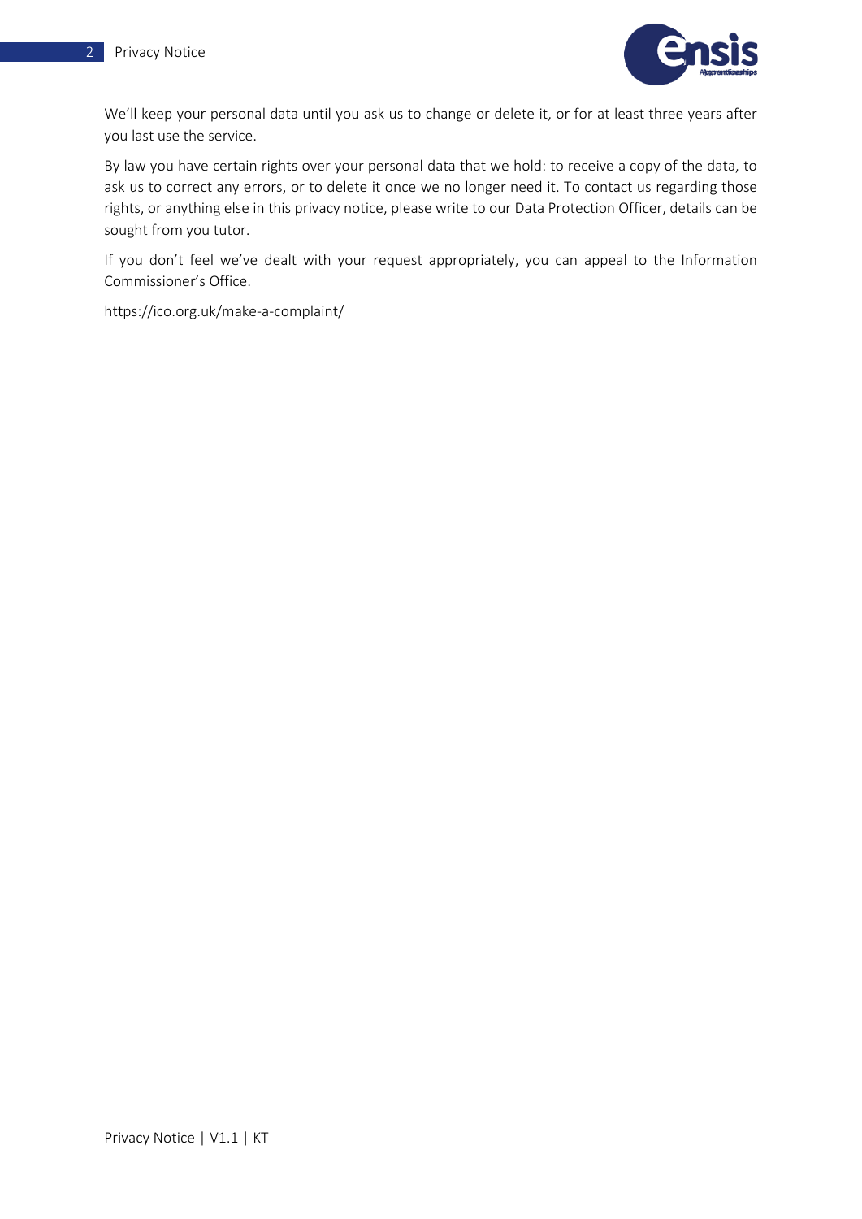We'll keep your personal data until you ask us to change or delete it, or for at least three years after you last use the service.

By law you have certain rights over your personal data that we hold: to receive a copy of the data, to ask us to correct any errors, or to delete it once we no longer need it. To contact us regarding those rights, or anything else in this privacy notice, please write to our Data Protection Officer, details can be sought from you tutor.

If you don't feel we've dealt with your request appropriately, you can appeal to the Information Commissioner's Office.

https://ico.org.uk/make-a-complaint/